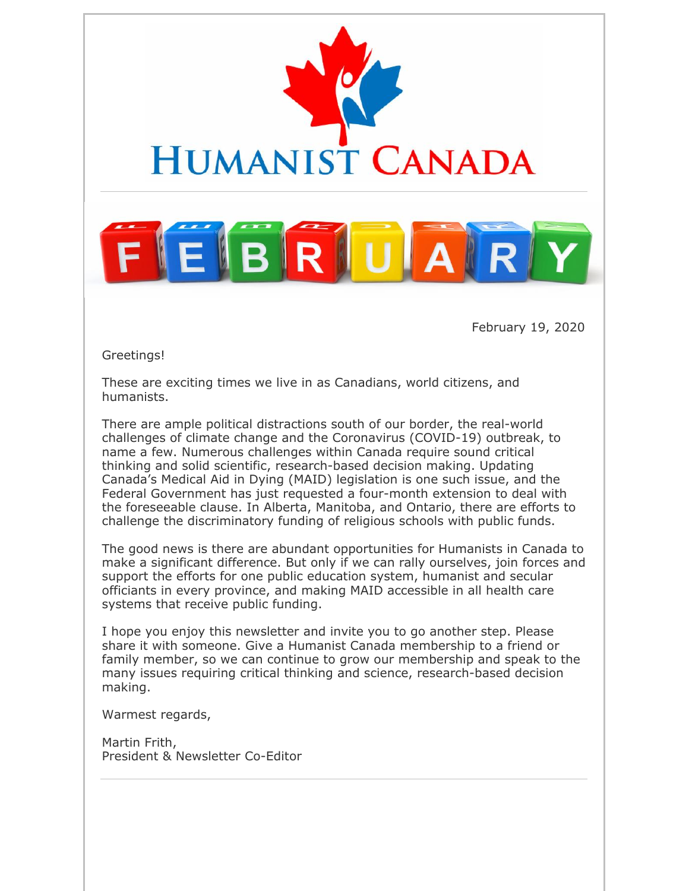# HUMANIST CANADA

# FEBRUARY

February 19, 2020

Greetings!

These are exciting times we live in as Canadians, world citizens, and humanists.

There are ample political distractions south of our border, the real-world challenges of climate change and the Coronavirus (COVID-19) outbreak, to name a few. Numerous challenges within Canada require sound critical thinking and solid scientific, research-based decision making. Updating Canada's Medical Aid in Dying (MAID) legislation is one such issue, and the Federal Government has just requested a four-month extension to deal with the foreseeable clause. In Alberta, Manitoba, and Ontario, there are efforts to challenge the discriminatory funding of religious schools with public funds.

The good news is there are abundant opportunities for Humanists in Canada to make a significant difference. But only if we can rally ourselves, join forces and support the efforts for one public education system, humanist and secular officiants in every province, and making MAID accessible in all health care systems that receive public funding.

I hope you enjoy this newsletter and invite you to go another step. Please share it with someone. Give a Humanist Canada membership to a friend or family member, so we can continue to grow our membership and speak to the many issues requiring critical thinking and science, research-based decision making.

Warmest regards,

Martin Frith,
President & Newsletter Co-Editor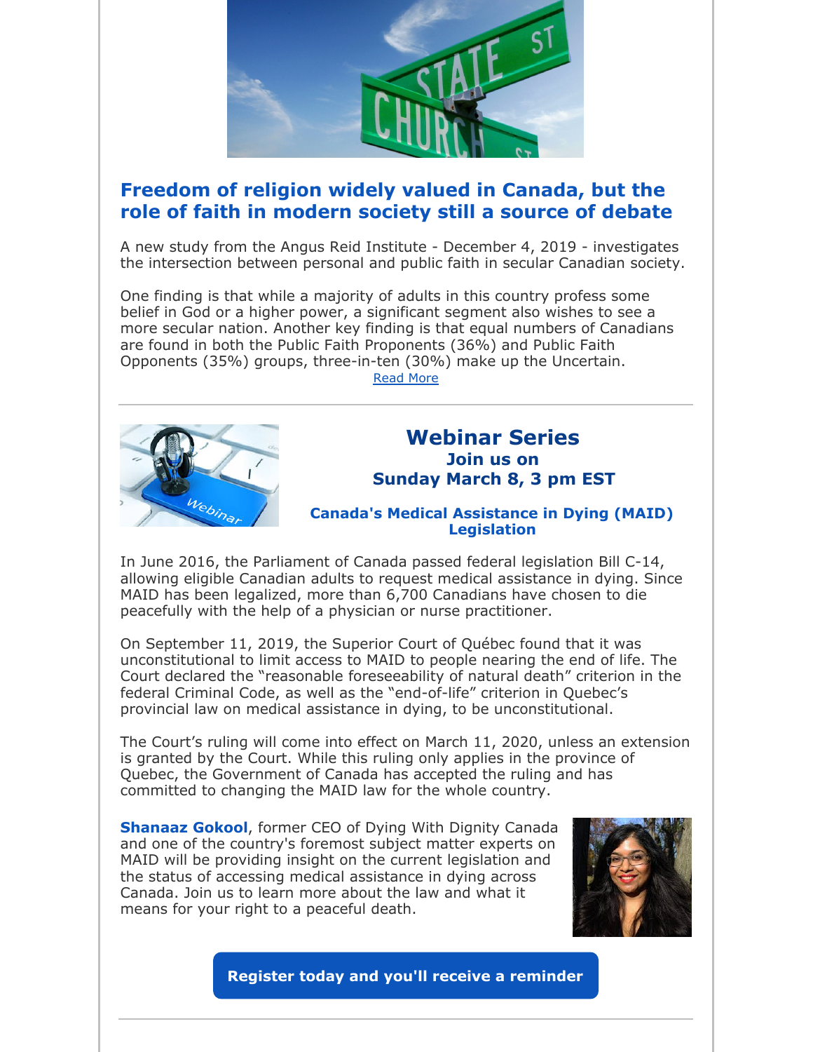## Freedom of religion widely valued in Canada, but the role of faith in modern society still a source of debate

A new study from the Angus Reid Institute - December 4, 2019 - investigates the intersection between personal and public faith in secular Canadian society.

One finding is that while a majority of adults in this country profess some belief in God or a higher power, a significant segment also wishes to see a more secular nation. Another key finding is that equal numbers of Canadians are found in both the Public Faith Proponents (36%) and Public Faith Opponents (35%) groups, three-in-ten (30%) make up the Uncertain.

Read More

---

## Webinar Series

### Join us on Sunday March 8, 3 pm EST

### Canada's Medical Assistance in Dying (MAID) Legislation

In June 2016, the Parliament of Canada passed federal legislation Bill C-14, allowing eligible Canadian adults to request medical assistance in dying. Since MAID has been legalized, more than 6,700 Canadians have chosen to die peacefully with the help of a physician or nurse practitioner.

On September 11, 2019, the Superior Court of Québec found that it was unconstitutional to limit access to MAID to people nearing the end of life. The Court declared the "reasonable foreseeability of natural death" criterion in the federal Criminal Code, as well as the "end-of-life" criterion in Quebec's provincial law on medical assistance in dying, to be unconstitutional.

The Court's ruling will come into effect on March 11, 2020, unless an extension is granted by the Court. While this ruling only applies in the province of Quebec, the Government of Canada has accepted the ruling and has committed to changing the MAID law for the whole country.

**Shanaaz Gokool**, former CEO of Dying With Dignity Canada and one of the country's foremost subject matter experts on MAID will be providing insight on the current legislation and the status of accessing medical assistance in dying across Canada. Join us to learn more about the law and what it means for your right to a peaceful death.

**Register today and you'll receive a reminder**

---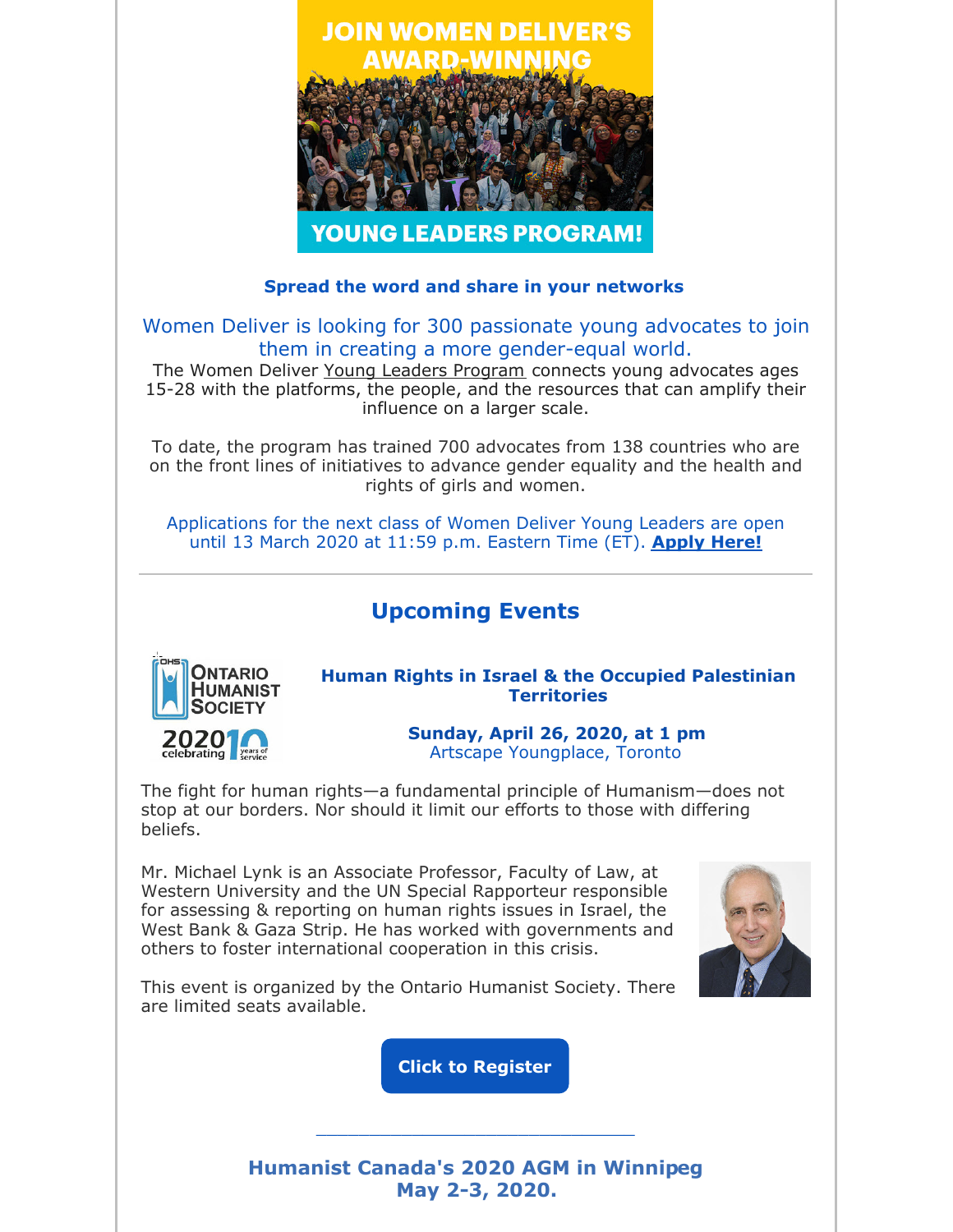JOIN WOMEN DELIVER'S AWARD-WINNING YOUNG LEADERS PROGRAM!

**Spread the word and share in your networks**

Women Deliver is looking for 300 passionate young advocates to join them in creating a more gender-equal world.

The Women Deliver Young Leaders Program connects young advocates ages 15-28 with the platforms, the people, and the resources that can amplify their influence on a larger scale.

To date, the program has trained 700 advocates from 138 countries who are on the front lines of initiatives to advance gender equality and the health and rights of girls and women.

Applications for the next class of Women Deliver Young Leaders are open until 13 March 2020 at 11:59 p.m. Eastern Time (ET). **Apply Here!**

---

## Upcoming Events

OHS Ontario Humanist Society 2020 celebrating 10 years of service

**Human Rights in Israel & the Occupied Palestinian Territories**

**Sunday, April 26, 2020, at 1 pm**
Artscape Youngplace, Toronto

The fight for human rights—a fundamental principle of Humanism—does not stop at our borders. Nor should it limit our efforts to those with differing beliefs.

Mr. Michael Lynk is an Associate Professor, Faculty of Law, at Western University and the UN Special Rapporteur responsible for assessing & reporting on human rights issues in Israel, the West Bank & Gaza Strip. He has worked with governments and others to foster international cooperation in this crisis.

This event is organized by the Ontario Humanist Society. There are limited seats available.

**Click to Register**

---

**Humanist Canada's 2020 AGM in Winnipeg May 2-3, 2020.**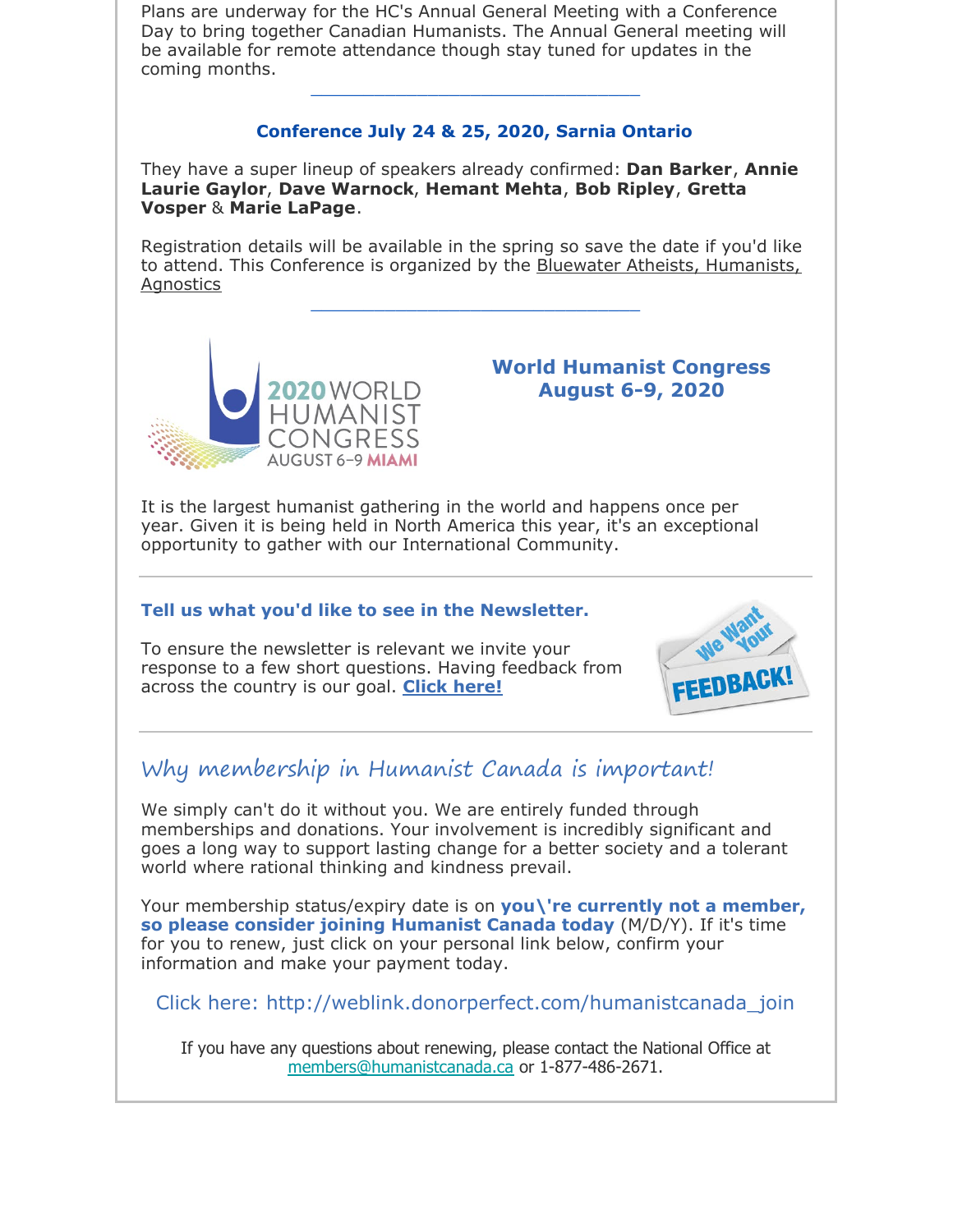Plans are underway for the HC's Annual General Meeting with a Conference Day to bring together Canadian Humanists. The Annual General meeting will be available for remote attendance though stay tuned for updates in the coming months.

---

**Conference July 24 & 25, 2020, Sarnia Ontario**

They have a super lineup of speakers already confirmed: **Dan Barker**, **Annie Laurie Gaylor**, **Dave Warnock**, **Hemant Mehta**, **Bob Ripley**, **Gretta Vosper** & **Marie LaPage**.

Registration details will be available in the spring so save the date if you'd like to attend. This Conference is organized by the Bluewater Atheists, Humanists, Agnostics

---

**World Humanist Congress August 6-9, 2020**

It is the largest humanist gathering in the world and happens once per year. Given it is being held in North America this year, it's an exceptional opportunity to gather with our International Community.

---

**Tell us what you'd like to see in the Newsletter.**

To ensure the newsletter is relevant we invite your response to a few short questions. Having feedback from across the country is our goal. **Click here!**

---

## Why membership in Humanist Canada is important!

We simply can't do it without you. We are entirely funded through memberships and donations. Your involvement is incredibly significant and goes a long way to support lasting change for a better society and a tolerant world where rational thinking and kindness prevail.

Your membership status/expiry date is on **you\'re currently not a member, so please consider joining Humanist Canada today** (M/D/Y). If it's time for you to renew, just click on your personal link below, confirm your information and make your payment today.

Click here: http://weblink.donorperfect.com/humanistcanada_join

If you have any questions about renewing, please contact the National Office at members@humanistcanada.ca or 1-877-486-2671.